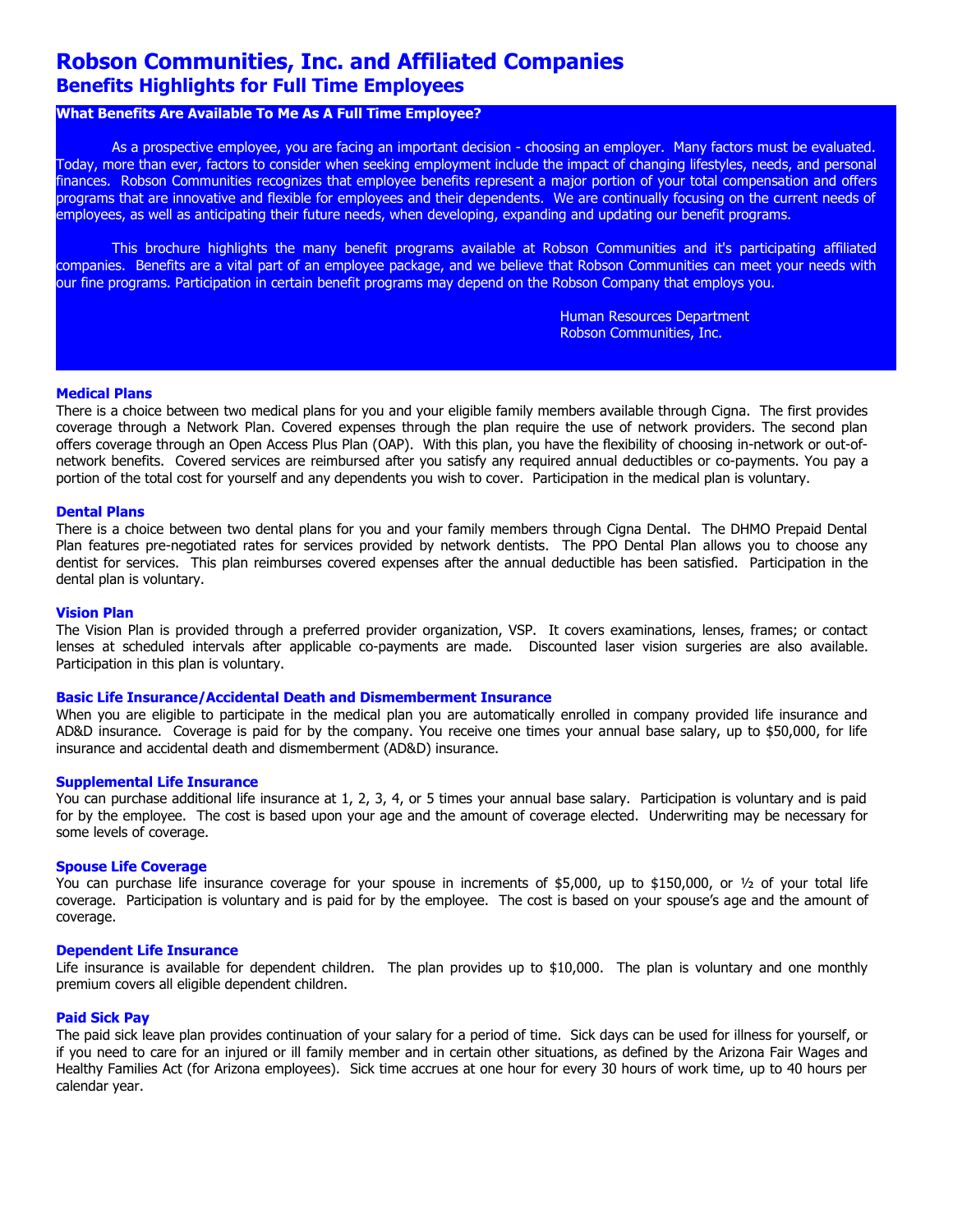# Robson Communities, Inc. and Affiliated Companies

## Benefits Highlights for Full Time Employees

**What Benefits Are Available To Me As A Full Time Employee?**

As a prospective employee, you are facing an important decision - choosing an employer. Many factors must be evaluated. Today, more than ever, factors to consider when seeking employment include the impact of changing lifestyles, needs, and personal finances. Robson Communities recognizes that employee benefits represent a major portion of your total compensation and offers programs that are innovative and flexible for employees and their dependents. We are continually focusing on the current needs of employees, as well as anticipating their future needs, when developing, expanding and updating our benefit programs.

This brochure highlights the many benefit programs available at Robson Communities and it's participating affiliated companies. Benefits are a vital part of an employee package, and we believe that Robson Communities can meet your needs with our fine programs. Participation in certain benefit programs may depend on the Robson Company that employs you.

Human Resources Department
Robson Communities, Inc.

### Medical Plans

There is a choice between two medical plans for you and your eligible family members available through Cigna. The first provides coverage through a Network Plan. Covered expenses through the plan require the use of network providers. The second plan offers coverage through an Open Access Plus Plan (OAP). With this plan, you have the flexibility of choosing in-network or out-of-network benefits. Covered services are reimbursed after you satisfy any required annual deductibles or co-payments. You pay a portion of the total cost for yourself and any dependents you wish to cover. Participation in the medical plan is voluntary.

### Dental Plans

There is a choice between two dental plans for you and your family members through Cigna Dental. The DHMO Prepaid Dental Plan features pre-negotiated rates for services provided by network dentists. The PPO Dental Plan allows you to choose any dentist for services. This plan reimburses covered expenses after the annual deductible has been satisfied. Participation in the dental plan is voluntary.

### Vision Plan

The Vision Plan is provided through a preferred provider organization, VSP. It covers examinations, lenses, frames; or contact lenses at scheduled intervals after applicable co-payments are made. Discounted laser vision surgeries are also available. Participation in this plan is voluntary.

### Basic Life Insurance/Accidental Death and Dismemberment Insurance

When you are eligible to participate in the medical plan you are automatically enrolled in company provided life insurance and AD&D insurance. Coverage is paid for by the company. You receive one times your annual base salary, up to $50,000, for life insurance and accidental death and dismemberment (AD&D) insurance.

### Supplemental Life Insurance

You can purchase additional life insurance at 1, 2, 3, 4, or 5 times your annual base salary. Participation is voluntary and is paid for by the employee. The cost is based upon your age and the amount of coverage elected. Underwriting may be necessary for some levels of coverage.

### Spouse Life Coverage

You can purchase life insurance coverage for your spouse in increments of $5,000, up to $150,000, or ½ of your total life coverage. Participation is voluntary and is paid for by the employee. The cost is based on your spouse's age and the amount of coverage.

### Dependent Life Insurance

Life insurance is available for dependent children. The plan provides up to $10,000. The plan is voluntary and one monthly premium covers all eligible dependent children.

### Paid Sick Pay

The paid sick leave plan provides continuation of your salary for a period of time. Sick days can be used for illness for yourself, or if you need to care for an injured or ill family member and in certain other situations, as defined by the Arizona Fair Wages and Healthy Families Act (for Arizona employees). Sick time accrues at one hour for every 30 hours of work time, up to 40 hours per calendar year.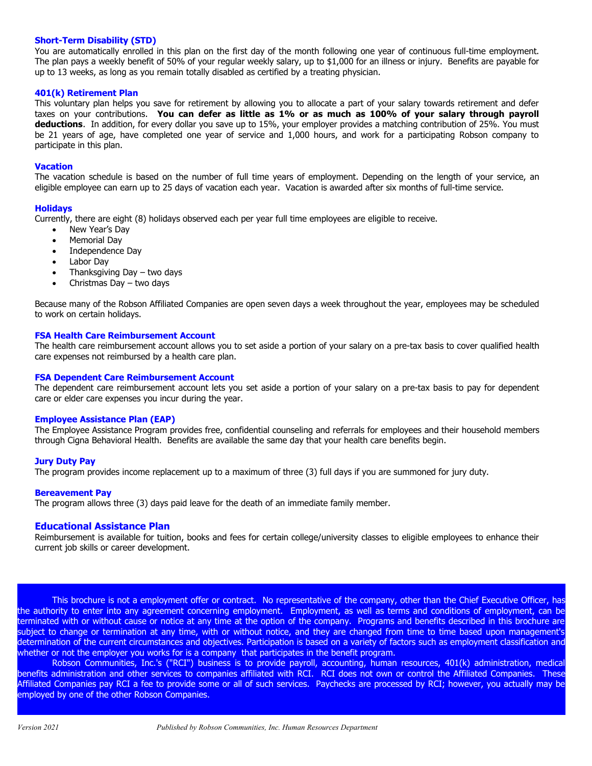### Short-Term Disability (STD)

You are automatically enrolled in this plan on the first day of the month following one year of continuous full-time employment. The plan pays a weekly benefit of 50% of your regular weekly salary, up to $1,000 for an illness or injury. Benefits are payable for up to 13 weeks, as long as you remain totally disabled as certified by a treating physician.

### 401(k) Retirement Plan

This voluntary plan helps you save for retirement by allowing you to allocate a part of your salary towards retirement and defer taxes on your contributions. **You can defer as little as 1% or as much as 100% of your salary through payroll deductions**. In addition, for every dollar you save up to 15%, your employer provides a matching contribution of 25%. You must be 21 years of age, have completed one year of service and 1,000 hours, and work for a participating Robson company to participate in this plan.

### Vacation

The vacation schedule is based on the number of full time years of employment. Depending on the length of your service, an eligible employee can earn up to 25 days of vacation each year. Vacation is awarded after six months of full-time service.

### Holidays

Currently, there are eight (8) holidays observed each per year full time employees are eligible to receive.

- New Year's Day
- Memorial Day
- Independence Day
- Labor Day
- Thanksgiving Day – two days
- Christmas Day – two days

Because many of the Robson Affiliated Companies are open seven days a week throughout the year, employees may be scheduled to work on certain holidays.

### FSA Health Care Reimbursement Account

The health care reimbursement account allows you to set aside a portion of your salary on a pre-tax basis to cover qualified health care expenses not reimbursed by a health care plan.

### FSA Dependent Care Reimbursement Account

The dependent care reimbursement account lets you set aside a portion of your salary on a pre-tax basis to pay for dependent care or elder care expenses you incur during the year.

### Employee Assistance Plan (EAP)

The Employee Assistance Program provides free, confidential counseling and referrals for employees and their household members through Cigna Behavioral Health. Benefits are available the same day that your health care benefits begin.

### Jury Duty Pay

The program provides income replacement up to a maximum of three (3) full days if you are summoned for jury duty.

### Bereavement Pay

The program allows three (3) days paid leave for the death of an immediate family member.

## Educational Assistance Plan

Reimbursement is available for tuition, books and fees for certain college/university classes to eligible employees to enhance their current job skills or career development.

This brochure is not a employment offer or contract. No representative of the company, other than the Chief Executive Officer, has the authority to enter into any agreement concerning employment. Employment, as well as terms and conditions of employment, can be terminated with or without cause or notice at any time at the option of the company. Programs and benefits described in this brochure are subject to change or termination at any time, with or without notice, and they are changed from time to time based upon management's determination of the current circumstances and objectives. Participation is based on a variety of factors such as employment classification and whether or not the employer you works for is a company that participates in the benefit program.

Robson Communities, Inc.'s ("RCI") business is to provide payroll, accounting, human resources, 401(k) administration, medical benefits administration and other services to companies affiliated with RCI. RCI does not own or control the Affiliated Companies. These Affiliated Companies pay RCI a fee to provide some or all of such services. Paychecks are processed by RCI; however, you actually may be employed by one of the other Robson Companies.

*Version 2021* *Published by Robson Communities, Inc. Human Resources Department*